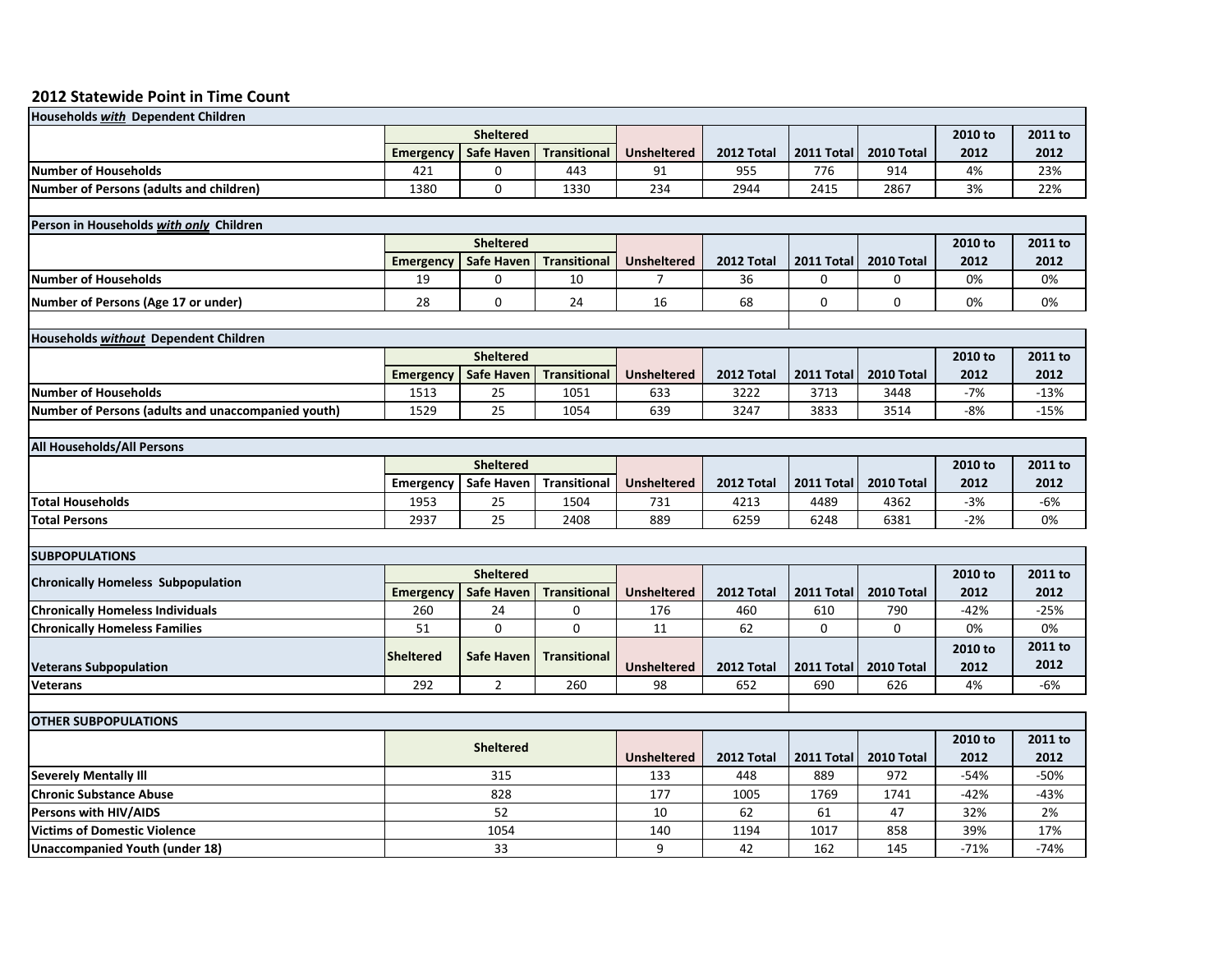## 2012 Statewide Point in Time Count

| Households ***with*** Dependent Children | Sheltered | | | | | | | | |
|---|---|---|---|---|---|---|---|---|---|
| | Emergency | Safe Haven | Transitional | Unsheltered | 2012 Total | 2011 Total | 2010 Total | 2010 to 2012 | 2011 to 2012 |
| **Number of Households** | 421 | 0 | 443 | 91 | 955 | 776 | 914 | 4% | 23% |
| **Number of Persons (adults and children)** | 1380 | 0 | 1330 | 234 | 2944 | 2415 | 2867 | 3% | 22% |

| Person in Households ***with only*** Children | Sheltered | | | | | | | | |
|---|---|---|---|---|---|---|---|---|---|
| | Emergency | Safe Haven | Transitional | Unsheltered | 2012 Total | 2011 Total | 2010 Total | 2010 to 2012 | 2011 to 2012 |
| **Number of Households** | 19 | 0 | 10 | 7 | 36 | 0 | 0 | 0% | 0% |
| **Number of Persons (Age 17 or under)** | 28 | 0 | 24 | 16 | 68 | 0 | 0 | 0% | 0% |

| Households ***without*** Dependent Children | Sheltered | | | | | | | | |
|---|---|---|---|---|---|---|---|---|---|
| | Emergency | Safe Haven | Transitional | Unsheltered | 2012 Total | 2011 Total | 2010 Total | 2010 to 2012 | 2011 to 2012 |
| **Number of Households** | 1513 | 25 | 1051 | 633 | 3222 | 3713 | 3448 | -7% | -13% |
| **Number of Persons (adults and unaccompanied youth)** | 1529 | 25 | 1054 | 639 | 3247 | 3833 | 3514 | -8% | -15% |

| All Households/All Persons | Sheltered | | | | | | | | |
|---|---|---|---|---|---|---|---|---|---|
| | Emergency | Safe Haven | Transitional | Unsheltered | 2012 Total | 2011 Total | 2010 Total | 2010 to 2012 | 2011 to 2012 |
| **Total Households** | 1953 | 25 | 1504 | 731 | 4213 | 4489 | 4362 | -3% | -6% |
| **Total Persons** | 2937 | 25 | 2408 | 889 | 6259 | 6248 | 6381 | -2% | 0% |

### SUBPOPULATIONS

| Chronically Homeless Subpopulation | Sheltered | | | | | | | | |
|---|---|---|---|---|---|---|---|---|---|
| | Emergency | Safe Haven | Transitional | Unsheltered | 2012 Total | 2011 Total | 2010 Total | 2010 to 2012 | 2011 to 2012 |
| **Chronically Homeless Individuals** | 260 | 24 | 0 | 176 | 460 | 610 | 790 | -42% | -25% |
| **Chronically Homeless Families** | 51 | 0 | 0 | 11 | 62 | 0 | 0 | 0% | 0% |
| **Veterans Subpopulation** | Sheltered | Safe Haven | Transitional | Unsheltered | 2012 Total | 2011 Total | 2010 Total | 2010 to 2012 | 2011 to 2012 |
| **Veterans** | 292 | 2 | 260 | 98 | 652 | 690 | 626 | 4% | -6% |

### OTHER SUBPOPULATIONS

| | Sheltered | Unsheltered | 2012 Total | 2011 Total | 2010 Total | 2010 to 2012 | 2011 to 2012 |
|---|---|---|---|---|---|---|---|
| **Severely Mentally Ill** | 315 | 133 | 448 | 889 | 972 | -54% | -50% |
| **Chronic Substance Abuse** | 828 | 177 | 1005 | 1769 | 1741 | -42% | -43% |
| **Persons with HIV/AIDS** | 52 | 10 | 62 | 61 | 47 | 32% | 2% |
| **Victims of Domestic Violence** | 1054 | 140 | 1194 | 1017 | 858 | 39% | 17% |
| **Unaccompanied Youth (under 18)** | 33 | 9 | 42 | 162 | 145 | -71% | -74% |